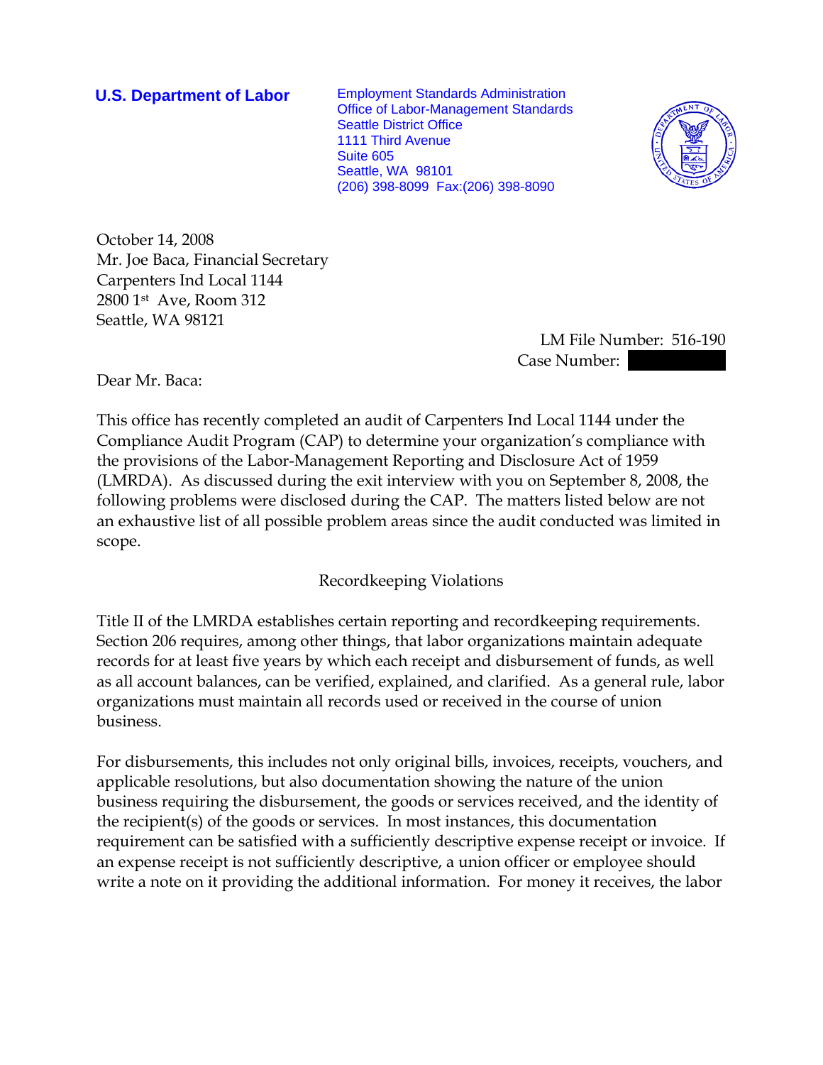**U.S. Department of Labor**

Employment Standards Administration
Office of Labor-Management Standards
Seattle District Office
1111 Third Avenue
Suite 605
Seattle, WA 98101
(206) 398-8099 Fax:(206) 398-8090

October 14, 2008
Mr. Joe Baca, Financial Secretary
Carpenters Ind Local 1144
2800 1st Ave, Room 312
Seattle, WA 98121

LM File Number: 516-190
Case Number:

Dear Mr. Baca:

This office has recently completed an audit of Carpenters Ind Local 1144 under the Compliance Audit Program (CAP) to determine your organization's compliance with the provisions of the Labor-Management Reporting and Disclosure Act of 1959 (LMRDA). As discussed during the exit interview with you on September 8, 2008, the following problems were disclosed during the CAP. The matters listed below are not an exhaustive list of all possible problem areas since the audit conducted was limited in scope.

## Recordkeeping Violations

Title II of the LMRDA establishes certain reporting and recordkeeping requirements. Section 206 requires, among other things, that labor organizations maintain adequate records for at least five years by which each receipt and disbursement of funds, as well as all account balances, can be verified, explained, and clarified. As a general rule, labor organizations must maintain all records used or received in the course of union business.

For disbursements, this includes not only original bills, invoices, receipts, vouchers, and applicable resolutions, but also documentation showing the nature of the union business requiring the disbursement, the goods or services received, and the identity of the recipient(s) of the goods or services. In most instances, this documentation requirement can be satisfied with a sufficiently descriptive expense receipt or invoice. If an expense receipt is not sufficiently descriptive, a union officer or employee should write a note on it providing the additional information. For money it receives, the labor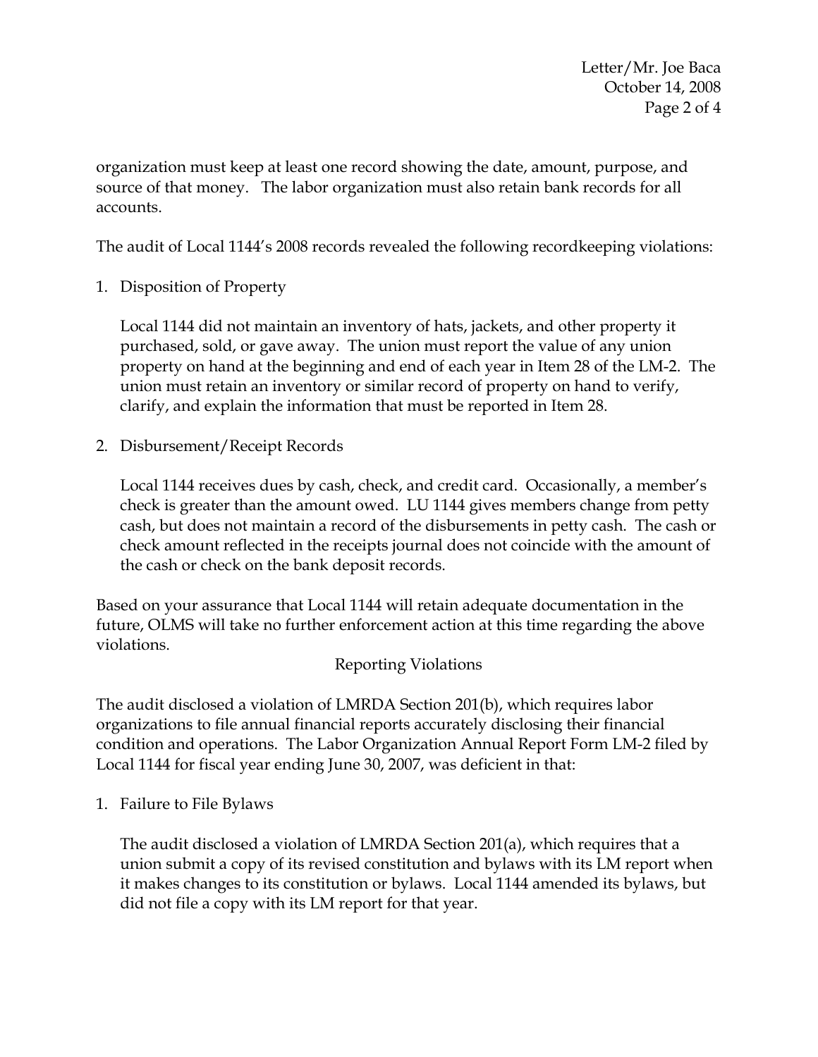organization must keep at least one record showing the date, amount, purpose, and source of that money. The labor organization must also retain bank records for all accounts.

The audit of Local 1144's 2008 records revealed the following recordkeeping violations:

1. Disposition of Property

   Local 1144 did not maintain an inventory of hats, jackets, and other property it purchased, sold, or gave away. The union must report the value of any union property on hand at the beginning and end of each year in Item 28 of the LM-2. The union must retain an inventory or similar record of property on hand to verify, clarify, and explain the information that must be reported in Item 28.

2. Disbursement/Receipt Records

   Local 1144 receives dues by cash, check, and credit card. Occasionally, a member's check is greater than the amount owed. LU 1144 gives members change from petty cash, but does not maintain a record of the disbursements in petty cash. The cash or check amount reflected in the receipts journal does not coincide with the amount of the cash or check on the bank deposit records.

Based on your assurance that Local 1144 will retain adequate documentation in the future, OLMS will take no further enforcement action at this time regarding the above violations.

## Reporting Violations

The audit disclosed a violation of LMRDA Section 201(b), which requires labor organizations to file annual financial reports accurately disclosing their financial condition and operations. The Labor Organization Annual Report Form LM-2 filed by Local 1144 for fiscal year ending June 30, 2007, was deficient in that:

1. Failure to File Bylaws

   The audit disclosed a violation of LMRDA Section 201(a), which requires that a union submit a copy of its revised constitution and bylaws with its LM report when it makes changes to its constitution or bylaws. Local 1144 amended its bylaws, but did not file a copy with its LM report for that year.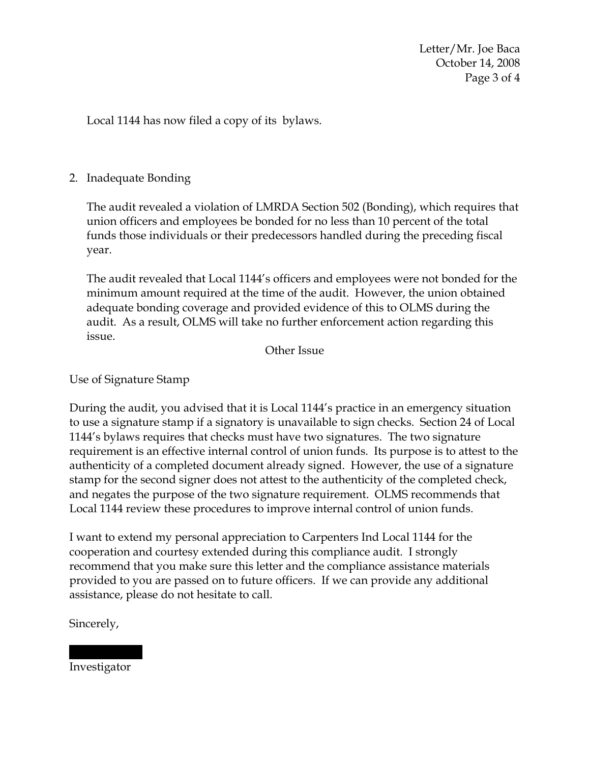Local 1144 has now filed a copy of its bylaws.

2. Inadequate Bonding

   The audit revealed a violation of LMRDA Section 502 (Bonding), which requires that union officers and employees be bonded for no less than 10 percent of the total funds those individuals or their predecessors handled during the preceding fiscal year.

   The audit revealed that Local 1144's officers and employees were not bonded for the minimum amount required at the time of the audit. However, the union obtained adequate bonding coverage and provided evidence of this to OLMS during the audit. As a result, OLMS will take no further enforcement action regarding this issue.

## Other Issue

Use of Signature Stamp

During the audit, you advised that it is Local 1144's practice in an emergency situation to use a signature stamp if a signatory is unavailable to sign checks. Section 24 of Local 1144's bylaws requires that checks must have two signatures. The two signature requirement is an effective internal control of union funds. Its purpose is to attest to the authenticity of a completed document already signed. However, the use of a signature stamp for the second signer does not attest to the authenticity of the completed check, and negates the purpose of the two signature requirement. OLMS recommends that Local 1144 review these procedures to improve internal control of union funds.

I want to extend my personal appreciation to Carpenters Ind Local 1144 for the cooperation and courtesy extended during this compliance audit. I strongly recommend that you make sure this letter and the compliance assistance materials provided to you are passed on to future officers. If we can provide any additional assistance, please do not hesitate to call.

Sincerely,

Investigator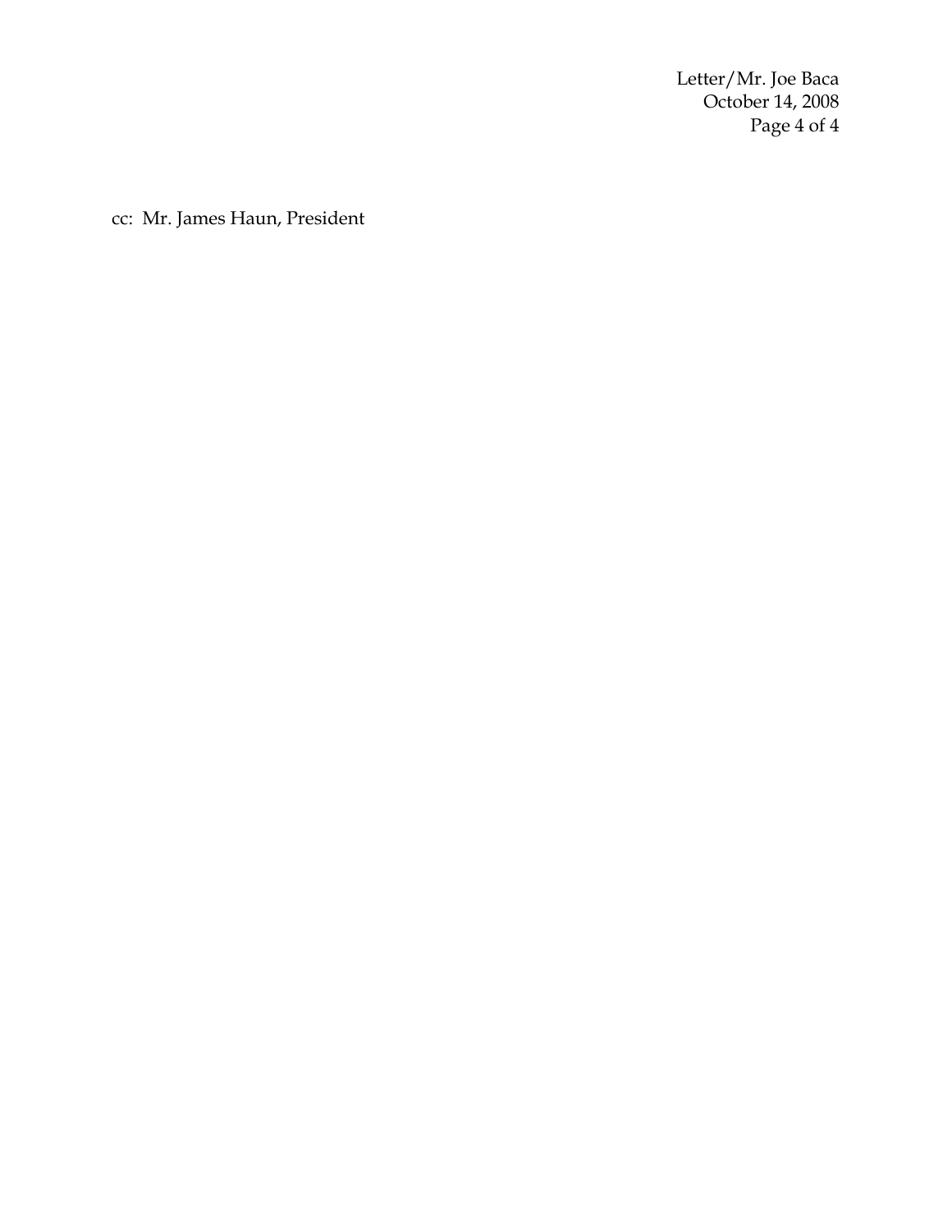cc: Mr. James Haun, President